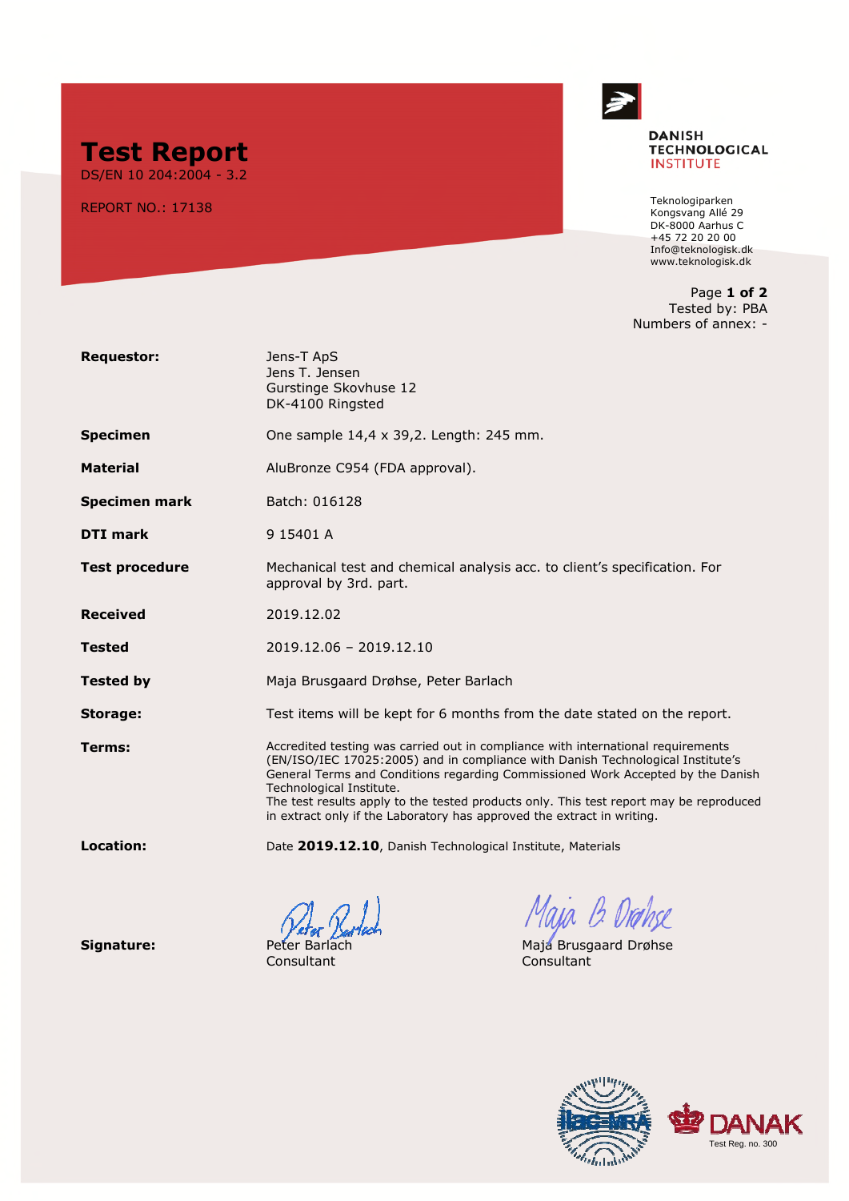# Test Report

DS/EN 10 204:2004 - 3.2

REPORT NO.: 17138

**DANISH TECHNOLOGICAL INSTITUTE**

Teknologiparken
Kongsvang Allé 29
DK-8000 Aarhus C
+45 72 20 20 00
Info@teknologisk.dk
www.teknologisk.dk

Page **1 of 2**
Tested by: PBA
Numbers of annex: -

| | |
|---|---|
| **Requestor:** | Jens-T ApS<br>Jens T. Jensen<br>Gurstinge Skovhuse 12<br>DK-4100 Ringsted |
| **Specimen** | One sample 14,4 x 39,2. Length: 245 mm. |
| **Material** | AluBronze C954 (FDA approval). |
| **Specimen mark** | Batch: 016128 |
| **DTI mark** | 9 15401 A |
| **Test procedure** | Mechanical test and chemical analysis acc. to client's specification. For approval by 3rd. part. |
| **Received** | 2019.12.02 |
| **Tested** | 2019.12.06 – 2019.12.10 |
| **Tested by** | Maja Brusgaard Drøhse, Peter Barlach |
| **Storage:** | Test items will be kept for 6 months from the date stated on the report. |
| **Terms:** | Accredited testing was carried out in compliance with international requirements (EN/ISO/IEC 17025:2005) and in compliance with Danish Technological Institute's General Terms and Conditions regarding Commissioned Work Accepted by the Danish Technological Institute.<br>The test results apply to the tested products only. This test report may be reproduced in extract only if the Laboratory has approved the extract in writing. |
| **Location:** | Date **2019.12.10**, Danish Technological Institute, Materials |

**Signature:**

Peter Barlach
Consultant

Maja Brusgaard Drøhse
Consultant

DANAK
Test Reg. no. 300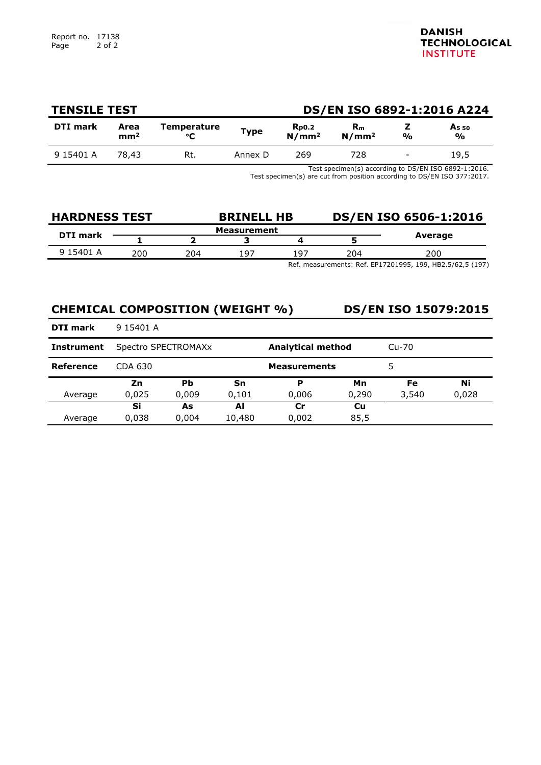## TENSILE TEST — DS/EN ISO 6892-1:2016 A224

| DTI mark | Area $mm^2$ | Temperature °C | Type | $R_{p0.2}$ $N/mm^2$ | $R_m$ $N/mm^2$ | Z % | $A_{5\ 50}$ % |
|---|---|---|---|---|---|---|---|
| 9 15401 A | 78,43 | Rt. | Annex D | 269 | 728 | - | 19,5 |

Test specimen(s) according to DS/EN ISO 6892-1:2016.
Test specimen(s) are cut from position according to DS/EN ISO 377:2017.

## HARDNESS TEST — BRINELL HB — DS/EN ISO 6506-1:2016

| DTI mark | Measurement | | | | | Average |
|---|---|---|---|---|---|---|
| | 1 | 2 | 3 | 4 | 5 | |
| 9 15401 A | 200 | 204 | 197 | 197 | 204 | 200 |

Ref. measurements: Ref. EP17201995, 199, HB2.5/62,5 (197)

## CHEMICAL COMPOSITION (WEIGHT %) — DS/EN ISO 15079:2015

| | | | | | | |
|---|---|---|---|---|---|---|
| **DTI mark** | 9 15401 A | | | | | |
| **Instrument** | Spectro SPECTROMAXx | | **Analytical method** | | Cu-70 | |
| **Reference** | CDA 630 | | **Measurements** | | 5 | |

| | Zn | Pb | Sn | P | Mn | Fe | Ni |
|---|---|---|---|---|---|---|---|
| Average | 0,025 | 0,009 | 0,101 | 0,006 | 0,290 | 3,540 | 0,028 |
| | **Si** | **As** | **Al** | **Cr** | **Cu** | | |
| Average | 0,038 | 0,004 | 10,480 | 0,002 | 85,5 | | |